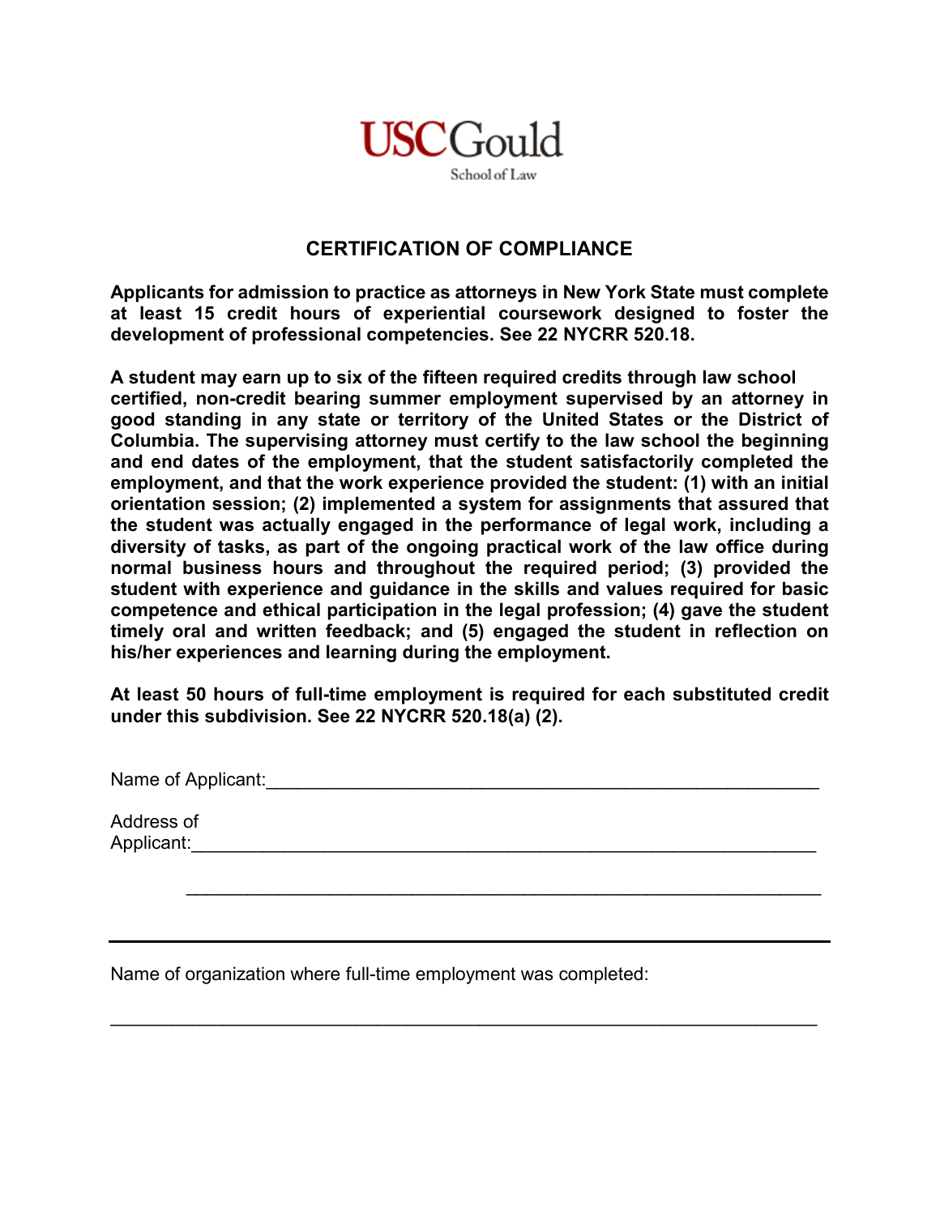USC Gould

School of Law

## CERTIFICATION OF COMPLIANCE

**Applicants for admission to practice as attorneys in New York State must complete at least 15 credit hours of experiential coursework designed to foster the development of professional competencies. See 22 NYCRR 520.18.**

**A student may earn up to six of the fifteen required credits through law school certified, non-credit bearing summer employment supervised by an attorney in good standing in any state or territory of the United States or the District of Columbia. The supervising attorney must certify to the law school the beginning and end dates of the employment, that the student satisfactorily completed the employment, and that the work experience provided the student: (1) with an initial orientation session; (2) implemented a system for assignments that assured that the student was actually engaged in the performance of legal work, including a diversity of tasks, as part of the ongoing practical work of the law office during normal business hours and throughout the required period; (3) provided the student with experience and guidance in the skills and values required for basic competence and ethical participation in the legal profession; (4) gave the student timely oral and written feedback; and (5) engaged the student in reflection on his/her experiences and learning during the employment.**

**At least 50 hours of full-time employment is required for each substituted credit under this subdivision. See 22 NYCRR 520.18(a) (2).**

Name of Applicant:_______________________________________________________

Address of Applicant:_______________________________________________________

_______________________________________________________

Name of organization where full-time employment was completed:

_______________________________________________________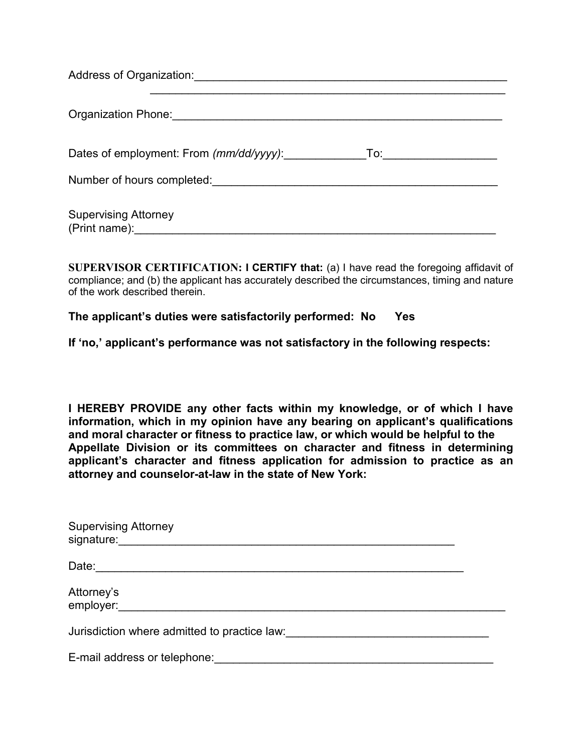Address of Organization:\_\_\_\_\_\_\_\_\_\_\_\_\_\_\_\_\_\_\_\_\_\_\_\_\_\_\_\_\_\_\_\_\_\_\_\_\_\_\_\_\_\_\_\_\_\_\_\_\_\_\_\_
\_\_\_\_\_\_\_\_\_\_\_\_\_\_\_\_\_\_\_\_\_\_\_\_\_\_\_\_\_\_\_\_\_\_\_\_\_\_\_\_\_\_\_\_\_\_\_\_\_\_\_\_\_\_\_\_

Organization Phone:\_\_\_\_\_\_\_\_\_\_\_\_\_\_\_\_\_\_\_\_\_\_\_\_\_\_\_\_\_\_\_\_\_\_\_\_\_\_\_\_\_\_\_\_\_\_\_\_\_\_\_\_\_\_\_

Dates of employment: From *(mm/dd/yyyy)*:\_\_\_\_\_\_\_\_\_\_\_\_\_To:\_\_\_\_\_\_\_\_\_\_\_\_\_\_\_\_\_\_

Number of hours completed:\_\_\_\_\_\_\_\_\_\_\_\_\_\_\_\_\_\_\_\_\_\_\_\_\_\_\_\_\_\_\_\_\_\_\_\_\_\_\_\_\_\_\_\_\_\_

Supervising Attorney
(Print name):\_\_\_\_\_\_\_\_\_\_\_\_\_\_\_\_\_\_\_\_\_\_\_\_\_\_\_\_\_\_\_\_\_\_\_\_\_\_\_\_\_\_\_\_\_\_\_\_\_\_\_\_\_\_\_\_\_\_\_\_

**SUPERVISOR CERTIFICATION: I CERTIFY that:** (a) I have read the foregoing affidavit of compliance; and (b) the applicant has accurately described the circumstances, timing and nature of the work described therein.

**The applicant's duties were satisfactorily performed: No Yes**

**If 'no,' applicant's performance was not satisfactory in the following respects:**

**I HEREBY PROVIDE any other facts within my knowledge, or of which I have information, which in my opinion have any bearing on applicant's qualifications and moral character or fitness to practice law, or which would be helpful to the Appellate Division or its committees on character and fitness in determining applicant's character and fitness application for admission to practice as an attorney and counselor-at-law in the state of New York:**

Supervising Attorney
signature:\_\_\_\_\_\_\_\_\_\_\_\_\_\_\_\_\_\_\_\_\_\_\_\_\_\_\_\_\_\_\_\_\_\_\_\_\_\_\_\_\_\_\_\_\_\_\_\_\_\_\_\_\_\_\_

Date:\_\_\_\_\_\_\_\_\_\_\_\_\_\_\_\_\_\_\_\_\_\_\_\_\_\_\_\_\_\_\_\_\_\_\_\_\_\_\_\_\_\_\_\_\_\_\_\_\_\_\_\_\_\_\_\_\_\_\_\_

Attorney's
employer:\_\_\_\_\_\_\_\_\_\_\_\_\_\_\_\_\_\_\_\_\_\_\_\_\_\_\_\_\_\_\_\_\_\_\_\_\_\_\_\_\_\_\_\_\_\_\_\_\_\_\_\_\_\_\_\_\_\_\_\_\_\_\_\_\_

Jurisdiction where admitted to practice law:\_\_\_\_\_\_\_\_\_\_\_\_\_\_\_\_\_\_\_\_\_\_\_\_\_\_\_\_\_\_\_\_\_

E-mail address or telephone:\_\_\_\_\_\_\_\_\_\_\_\_\_\_\_\_\_\_\_\_\_\_\_\_\_\_\_\_\_\_\_\_\_\_\_\_\_\_\_\_\_\_\_\_\_\_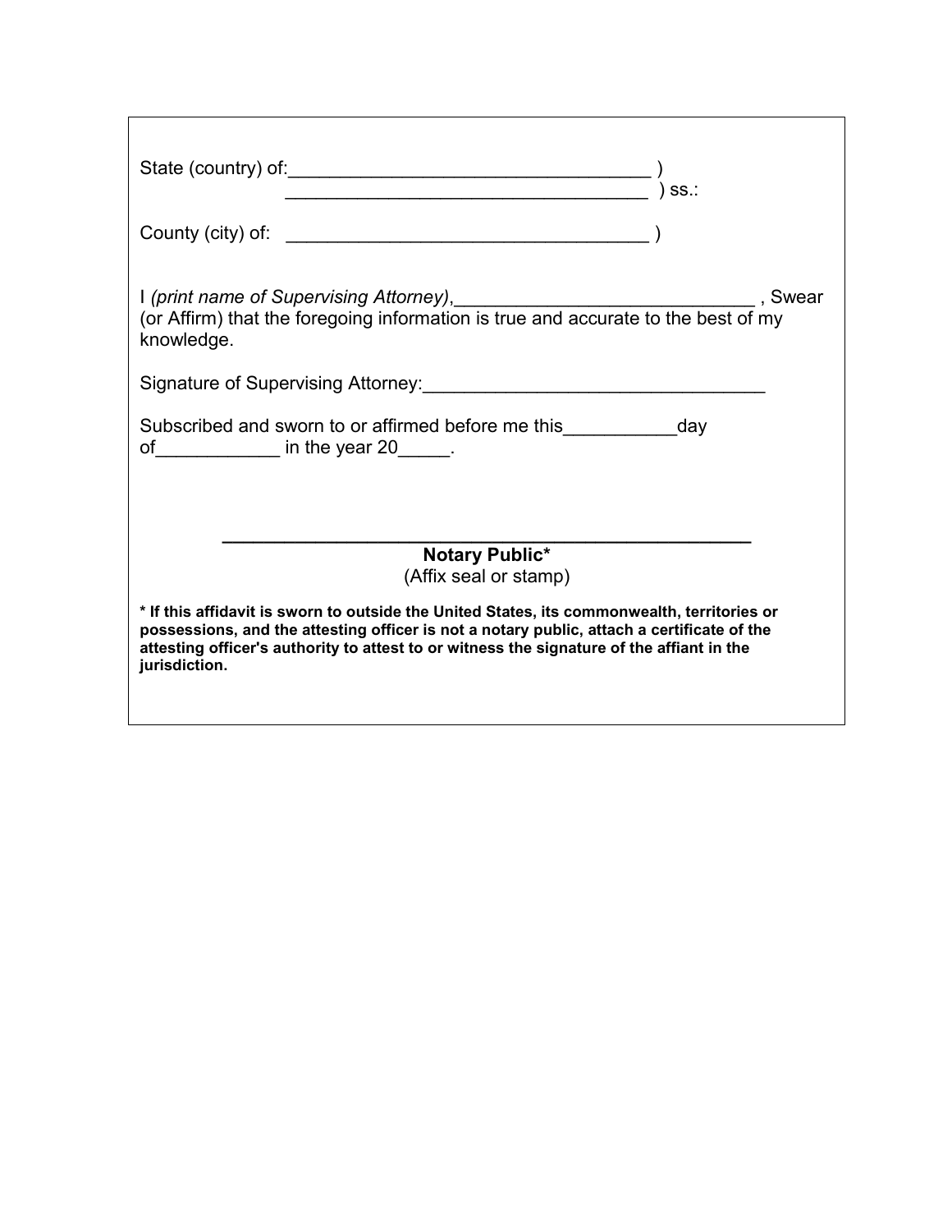State (country) of:___________________________________ )
___________________________________ ) ss.:

County (city) of: ___________________________________ )

I *(print name of Supervising Attorney)*,____________________________ , Swear (or Affirm) that the foregoing information is true and accurate to the best of my knowledge.

Signature of Supervising Attorney:_________________________________

Subscribed and sworn to or affirmed before me this___________day of____________ in the year 20_____.

_______________________________________________

**Notary Public***

(Affix seal or stamp)

*** If this affidavit is sworn to outside the United States, its commonwealth, territories or possessions, and the attesting officer is not a notary public, attach a certificate of the attesting officer's authority to attest to or witness the signature of the affiant in the jurisdiction.**